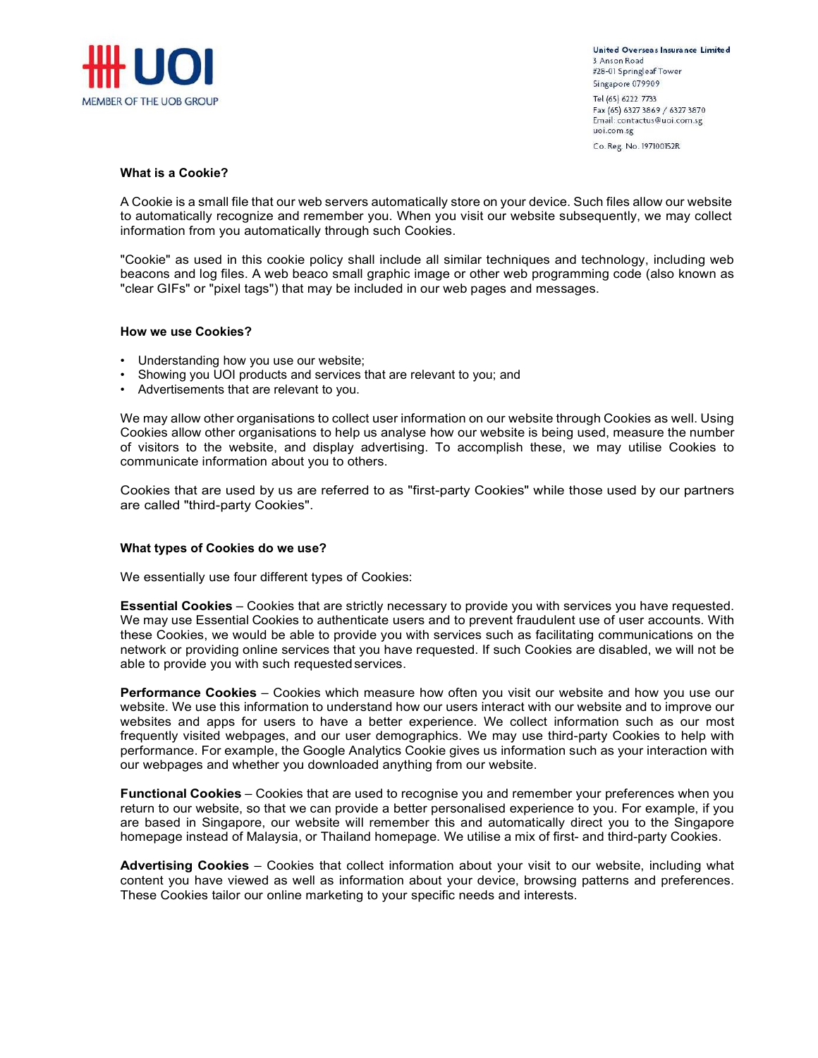United Overseas Insurance Limited
3 Anson Road
#28-01 Springleaf Tower
Singapore 079909
Tel (65) 6222 7733
Fax (65) 6327 3869 / 6327 3870
Email: contactus@uoi.com.sg
uoi.com.sg
Co. Reg. No. 197100152R

### What is a Cookie?

A Cookie is a small file that our web servers automatically store on your device. Such files allow our website to automatically recognize and remember you. When you visit our website subsequently, we may collect information from you automatically through such Cookies.

"Cookie" as used in this cookie policy shall include all similar techniques and technology, including web beacons and log files. A web beaco small graphic image or other web programming code (also known as "clear GIFs" or "pixel tags") that may be included in our web pages and messages.

### How we use Cookies?

- Understanding how you use our website;
- Showing you UOI products and services that are relevant to you; and
- Advertisements that are relevant to you.

We may allow other organisations to collect user information on our website through Cookies as well. Using Cookies allow other organisations to help us analyse how our website is being used, measure the number of visitors to the website, and display advertising. To accomplish these, we may utilise Cookies to communicate information about you to others.

Cookies that are used by us are referred to as "first-party Cookies" while those used by our partners are called "third-party Cookies".

### What types of Cookies do we use?

We essentially use four different types of Cookies:

**Essential Cookies** – Cookies that are strictly necessary to provide you with services you have requested. We may use Essential Cookies to authenticate users and to prevent fraudulent use of user accounts. With these Cookies, we would be able to provide you with services such as facilitating communications on the network or providing online services that you have requested. If such Cookies are disabled, we will not be able to provide you with such requested services.

**Performance Cookies** – Cookies which measure how often you visit our website and how you use our website. We use this information to understand how our users interact with our website and to improve our websites and apps for users to have a better experience. We collect information such as our most frequently visited webpages, and our user demographics. We may use third-party Cookies to help with performance. For example, the Google Analytics Cookie gives us information such as your interaction with our webpages and whether you downloaded anything from our website.

**Functional Cookies** – Cookies that are used to recognise you and remember your preferences when you return to our website, so that we can provide a better personalised experience to you. For example, if you are based in Singapore, our website will remember this and automatically direct you to the Singapore homepage instead of Malaysia, or Thailand homepage. We utilise a mix of first- and third-party Cookies.

**Advertising Cookies** – Cookies that collect information about your visit to our website, including what content you have viewed as well as information about your device, browsing patterns and preferences. These Cookies tailor our online marketing to your specific needs and interests.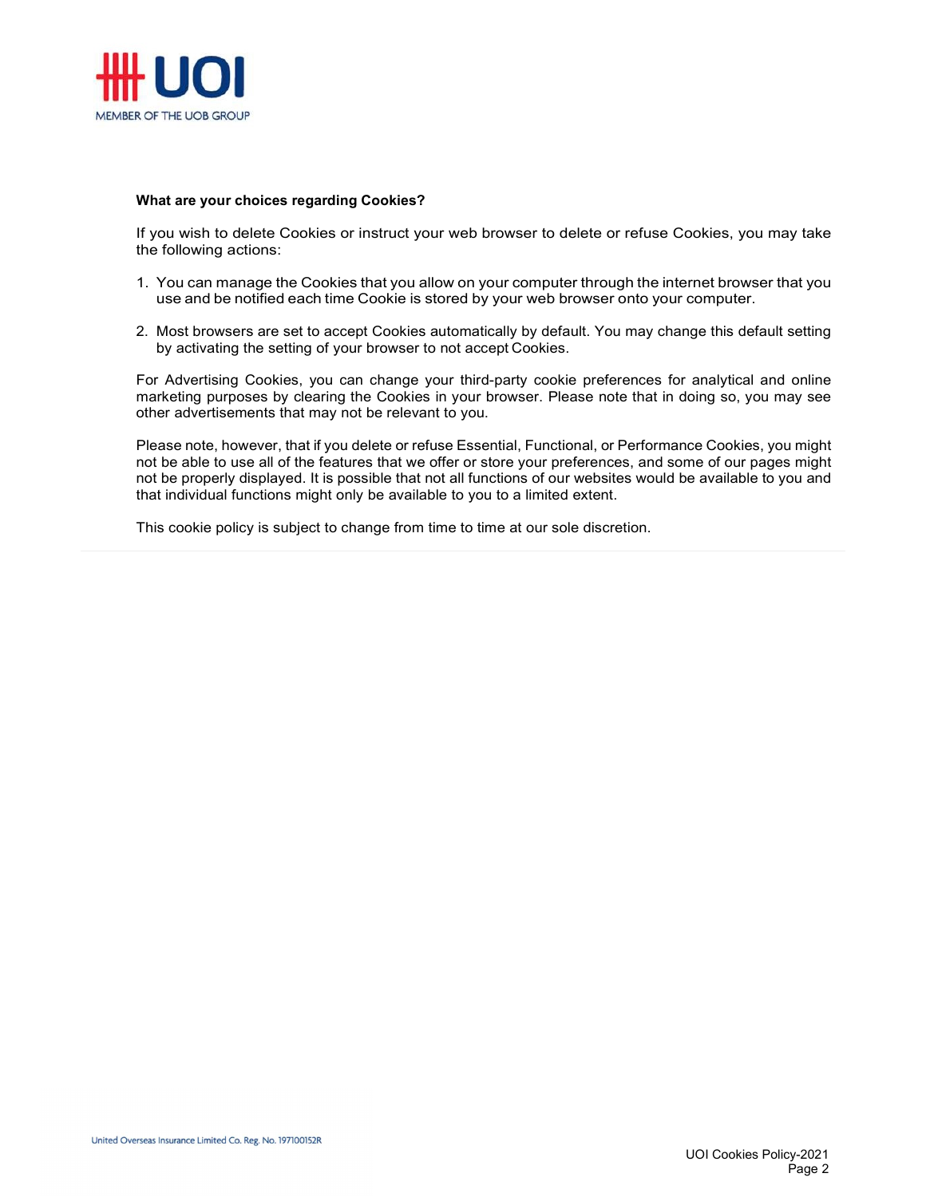**What are your choices regarding Cookies?**

If you wish to delete Cookies or instruct your web browser to delete or refuse Cookies, you may take the following actions:

1. You can manage the Cookies that you allow on your computer through the internet browser that you use and be notified each time Cookie is stored by your web browser onto your computer.
2. Most browsers are set to accept Cookies automatically by default. You may change this default setting by activating the setting of your browser to not accept Cookies.

For Advertising Cookies, you can change your third-party cookie preferences for analytical and online marketing purposes by clearing the Cookies in your browser. Please note that in doing so, you may see other advertisements that may not be relevant to you.

Please note, however, that if you delete or refuse Essential, Functional, or Performance Cookies, you might not be able to use all of the features that we offer or store your preferences, and some of our pages might not be properly displayed. It is possible that not all functions of our websites would be available to you and that individual functions might only be available to you to a limited extent.

This cookie policy is subject to change from time to time at our sole discretion.